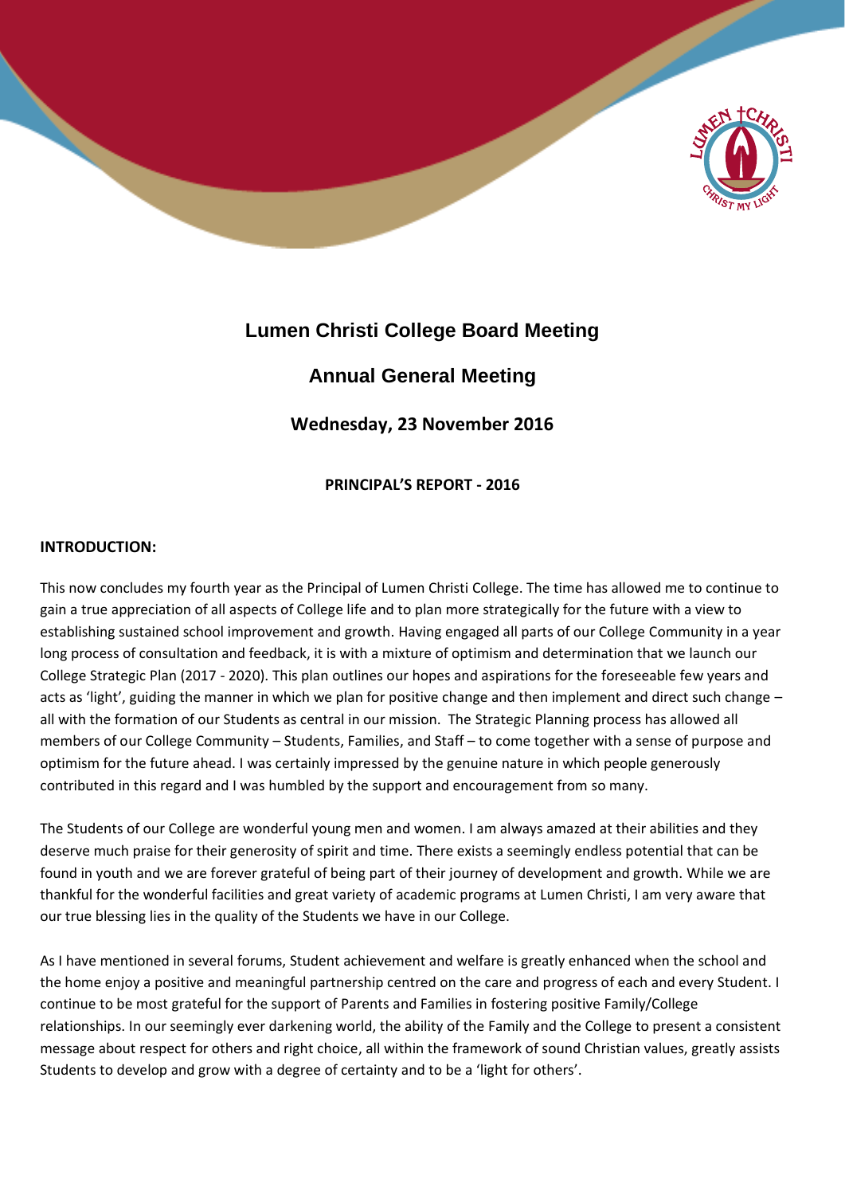# Lumen Christi College Board Meeting

## Annual General Meeting

### Wednesday, 23 November 2016

**PRINCIPAL'S REPORT - 2016**

**INTRODUCTION:**

This now concludes my fourth year as the Principal of Lumen Christi College. The time has allowed me to continue to gain a true appreciation of all aspects of College life and to plan more strategically for the future with a view to establishing sustained school improvement and growth. Having engaged all parts of our College Community in a year long process of consultation and feedback, it is with a mixture of optimism and determination that we launch our College Strategic Plan (2017 - 2020). This plan outlines our hopes and aspirations for the foreseeable few years and acts as 'light', guiding the manner in which we plan for positive change and then implement and direct such change – all with the formation of our Students as central in our mission. The Strategic Planning process has allowed all members of our College Community – Students, Families, and Staff – to come together with a sense of purpose and optimism for the future ahead. I was certainly impressed by the genuine nature in which people generously contributed in this regard and I was humbled by the support and encouragement from so many.

The Students of our College are wonderful young men and women. I am always amazed at their abilities and they deserve much praise for their generosity of spirit and time. There exists a seemingly endless potential that can be found in youth and we are forever grateful of being part of their journey of development and growth. While we are thankful for the wonderful facilities and great variety of academic programs at Lumen Christi, I am very aware that our true blessing lies in the quality of the Students we have in our College.

As I have mentioned in several forums, Student achievement and welfare is greatly enhanced when the school and the home enjoy a positive and meaningful partnership centred on the care and progress of each and every Student. I continue to be most grateful for the support of Parents and Families in fostering positive Family/College relationships. In our seemingly ever darkening world, the ability of the Family and the College to present a consistent message about respect for others and right choice, all within the framework of sound Christian values, greatly assists Students to develop and grow with a degree of certainty and to be a 'light for others'.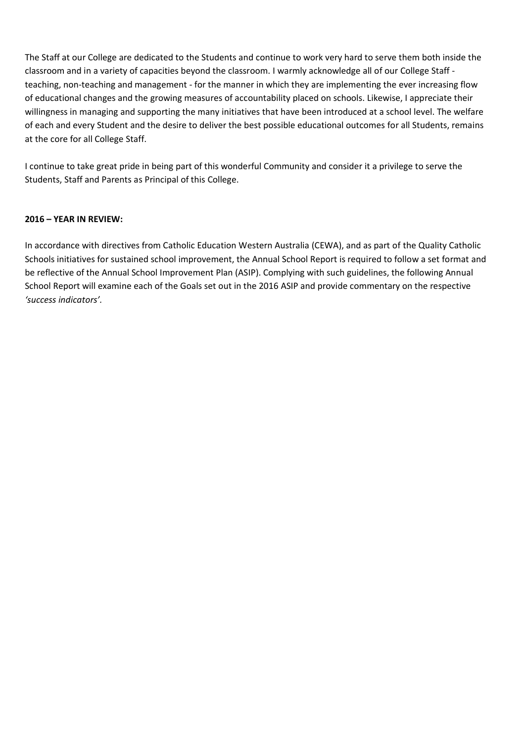The Staff at our College are dedicated to the Students and continue to work very hard to serve them both inside the classroom and in a variety of capacities beyond the classroom. I warmly acknowledge all of our College Staff - teaching, non-teaching and management - for the manner in which they are implementing the ever increasing flow of educational changes and the growing measures of accountability placed on schools. Likewise, I appreciate their willingness in managing and supporting the many initiatives that have been introduced at a school level. The welfare of each and every Student and the desire to deliver the best possible educational outcomes for all Students, remains at the core for all College Staff.

I continue to take great pride in being part of this wonderful Community and consider it a privilege to serve the Students, Staff and Parents as Principal of this College.

**2016 – YEAR IN REVIEW:**

In accordance with directives from Catholic Education Western Australia (CEWA), and as part of the Quality Catholic Schools initiatives for sustained school improvement, the Annual School Report is required to follow a set format and be reflective of the Annual School Improvement Plan (ASIP). Complying with such guidelines, the following Annual School Report will examine each of the Goals set out in the 2016 ASIP and provide commentary on the respective *'success indicators'*.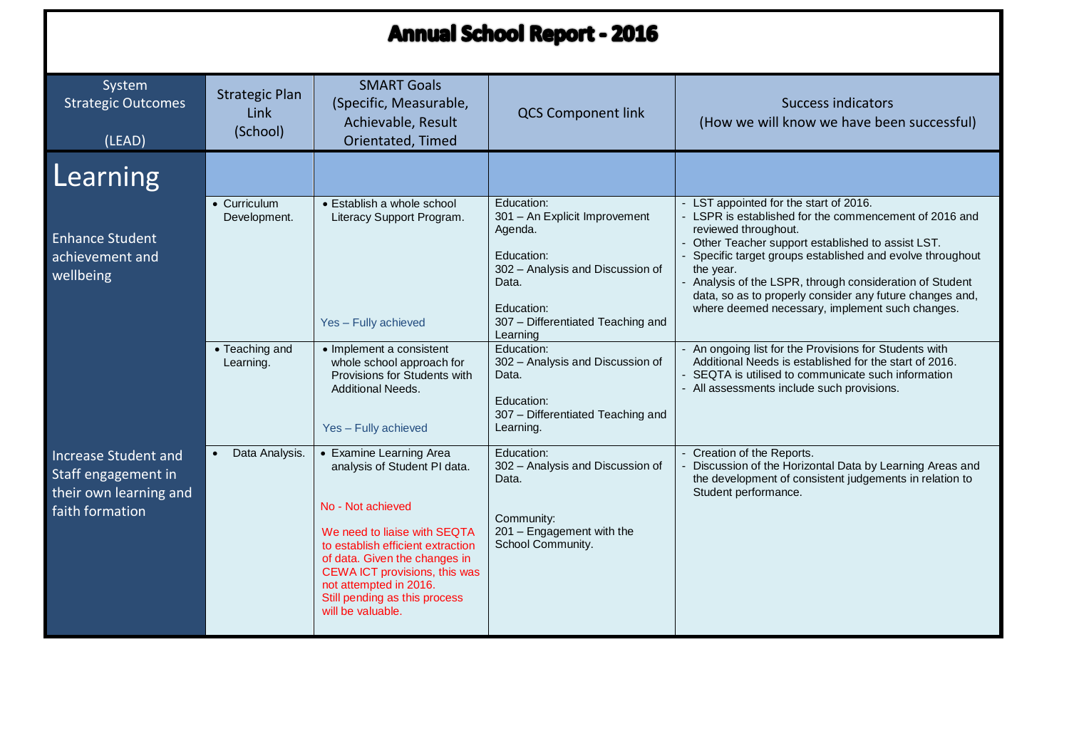# Annual School Report - 2016

| System Strategic Outcomes (LEAD) | Strategic Plan Link (School) | SMART Goals (Specific, Measurable, Achievable, Result Orientated, Timed | QCS Component link | Success indicators (How we will know we have been successful) |
|---|---|---|---|---|
| **Learning** | | | | |
| Enhance Student achievement and wellbeing | • Curriculum Development. | • Establish a whole school Literacy Support Program.<br><br>Yes – Fully achieved | Education:<br>301 – An Explicit Improvement Agenda.<br><br>Education:<br>302 – Analysis and Discussion of Data.<br><br>Education:<br>307 – Differentiated Teaching and Learning | - LST appointed for the start of 2016.<br>- LSPR is established for the commencement of 2016 and reviewed throughout.<br>- Other Teacher support established to assist LST.<br>- Specific target groups established and evolve throughout the year.<br>- Analysis of the LSPR, through consideration of Student data, so as to properly consider any future changes and, where deemed necessary, implement such changes. |
| | • Teaching and Learning. | • Implement a consistent whole school approach for Provisions for Students with Additional Needs.<br><br>Yes – Fully achieved | Education:<br>302 – Analysis and Discussion of Data.<br><br>Education:<br>307 – Differentiated Teaching and Learning. | - An ongoing list for the Provisions for Students with Additional Needs is established for the start of 2016.<br>- SEQTA is utilised to communicate such information<br>- All assessments include such provisions. |
| Increase Student and Staff engagement in their own learning and faith formation | • Data Analysis. | • Examine Learning Area analysis of Student PI data.<br><br>No - Not achieved<br><br>We need to liaise with SEQTA to establish efficient extraction of data. Given the changes in CEWA ICT provisions, this was not attempted in 2016.<br>Still pending as this process will be valuable. | Education:<br>302 – Analysis and Discussion of Data.<br><br>Community:<br>201 – Engagement with the School Community. | - Creation of the Reports.<br>- Discussion of the Horizontal Data by Learning Areas and the development of consistent judgements in relation to Student performance. |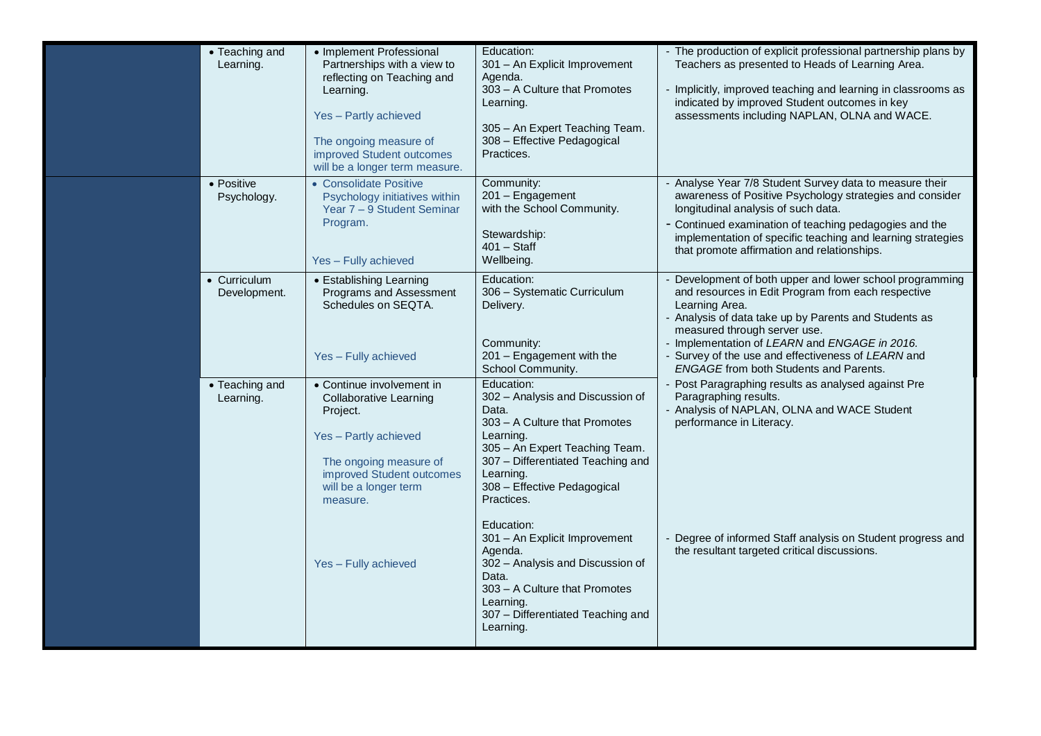| | | | | |
|---|---|---|---|---|
| | • Teaching and Learning. | • Implement Professional Partnerships with a view to reflecting on Teaching and Learning.<br><br>Yes – Partly achieved<br><br>The ongoing measure of improved Student outcomes will be a longer term measure. | Education:<br>301 – An Explicit Improvement Agenda.<br>303 – A Culture that Promotes Learning.<br><br>305 – An Expert Teaching Team.<br>308 – Effective Pedagogical Practices. | - The production of explicit professional partnership plans by Teachers as presented to Heads of Learning Area.<br><br>- Implicitly, improved teaching and learning in classrooms as indicated by improved Student outcomes in key assessments including NAPLAN, OLNA and WACE. |
| | • Positive Psychology. | • Consolidate Positive Psychology initiatives within Year 7 – 9 Student Seminar Program.<br><br>Yes – Fully achieved | Community:<br>201 – Engagement with the School Community.<br><br>Stewardship:<br>401 – Staff Wellbeing. | - Analyse Year 7/8 Student Survey data to measure their awareness of Positive Psychology strategies and consider longitudinal analysis of such data.<br>- Continued examination of teaching pedagogies and the implementation of specific teaching and learning strategies that promote affirmation and relationships. |
| | • Curriculum Development. | • Establishing Learning Programs and Assessment Schedules on SEQTA.<br><br>Yes – Fully achieved | Education:<br>306 – Systematic Curriculum Delivery.<br><br>Community:<br>201 – Engagement with the School Community. | - Development of both upper and lower school programming and resources in Edit Program from each respective Learning Area.<br>- Analysis of data take up by Parents and Students as measured through server use.<br>- Implementation of *LEARN* and *ENGAGE in 2016.*<br>- Survey of the use and effectiveness of *LEARN* and *ENGAGE* from both Students and Parents. |
| | • Teaching and Learning. | • Continue involvement in Collaborative Learning Project.<br><br>Yes – Partly achieved<br><br>The ongoing measure of improved Student outcomes will be a longer term measure.<br><br>Yes – Fully achieved | Education:<br>302 – Analysis and Discussion of Data.<br>303 – A Culture that Promotes Learning.<br>305 – An Expert Teaching Team.<br>307 – Differentiated Teaching and Learning.<br>308 – Effective Pedagogical Practices.<br><br>Education:<br>301 – An Explicit Improvement Agenda.<br>302 – Analysis and Discussion of Data.<br>303 – A Culture that Promotes Learning.<br>307 – Differentiated Teaching and Learning. | - Post Paragraphing results as analysed against Pre Paragraphing results.<br>- Analysis of NAPLAN, OLNA and WACE Student performance in Literacy.<br><br>- Degree of informed Staff analysis on Student progress and the resultant targeted critical discussions. |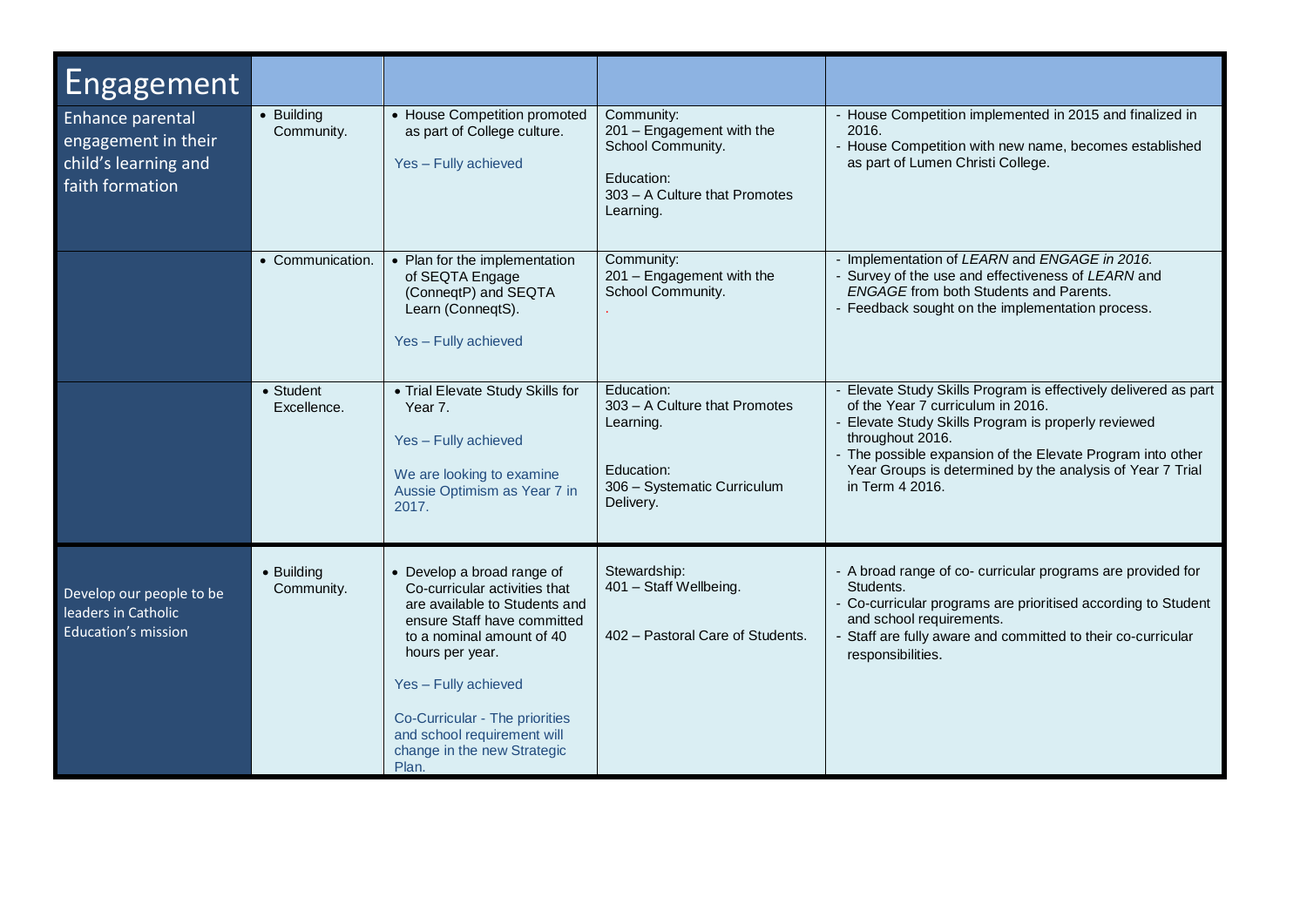| Engagement | | | | |
|---|---|---|---|---|
| Enhance parental engagement in their child's learning and faith formation | • Building Community. | • House Competition promoted as part of College culture.<br><br>Yes – Fully achieved | Community:<br>201 – Engagement with the School Community.<br><br>Education:<br>303 – A Culture that Promotes Learning. | - House Competition implemented in 2015 and finalized in 2016.<br>- House Competition with new name, becomes established as part of Lumen Christi College. |
| | • Communication. | • Plan for the implementation of SEQTA Engage (ConneqtP) and SEQTA Learn (ConneqtS).<br><br>Yes – Fully achieved | Community:<br>201 – Engagement with the School Community.<br>. | - Implementation of *LEARN* and *ENGAGE in 2016.*<br>- Survey of the use and effectiveness of *LEARN* and *ENGAGE* from both Students and Parents.<br>- Feedback sought on the implementation process. |
| | • Student Excellence. | • Trial Elevate Study Skills for Year 7.<br><br>Yes – Fully achieved<br><br>We are looking to examine Aussie Optimism as Year 7 in 2017. | Education:<br>303 – A Culture that Promotes Learning.<br><br>Education:<br>306 – Systematic Curriculum Delivery. | - Elevate Study Skills Program is effectively delivered as part of the Year 7 curriculum in 2016.<br>- Elevate Study Skills Program is properly reviewed throughout 2016.<br>- The possible expansion of the Elevate Program into other Year Groups is determined by the analysis of Year 7 Trial in Term 4 2016. |
| Develop our people to be leaders in Catholic Education's mission | • Building Community. | • Develop a broad range of Co-curricular activities that are available to Students and ensure Staff have committed to a nominal amount of 40 hours per year.<br><br>Yes – Fully achieved<br><br>Co-Curricular - The priorities and school requirement will change in the new Strategic Plan. | Stewardship:<br>401 – Staff Wellbeing.<br><br>402 – Pastoral Care of Students. | - A broad range of co- curricular programs are provided for Students.<br>- Co-curricular programs are prioritised according to Student and school requirements.<br>- Staff are fully aware and committed to their co-curricular responsibilities. |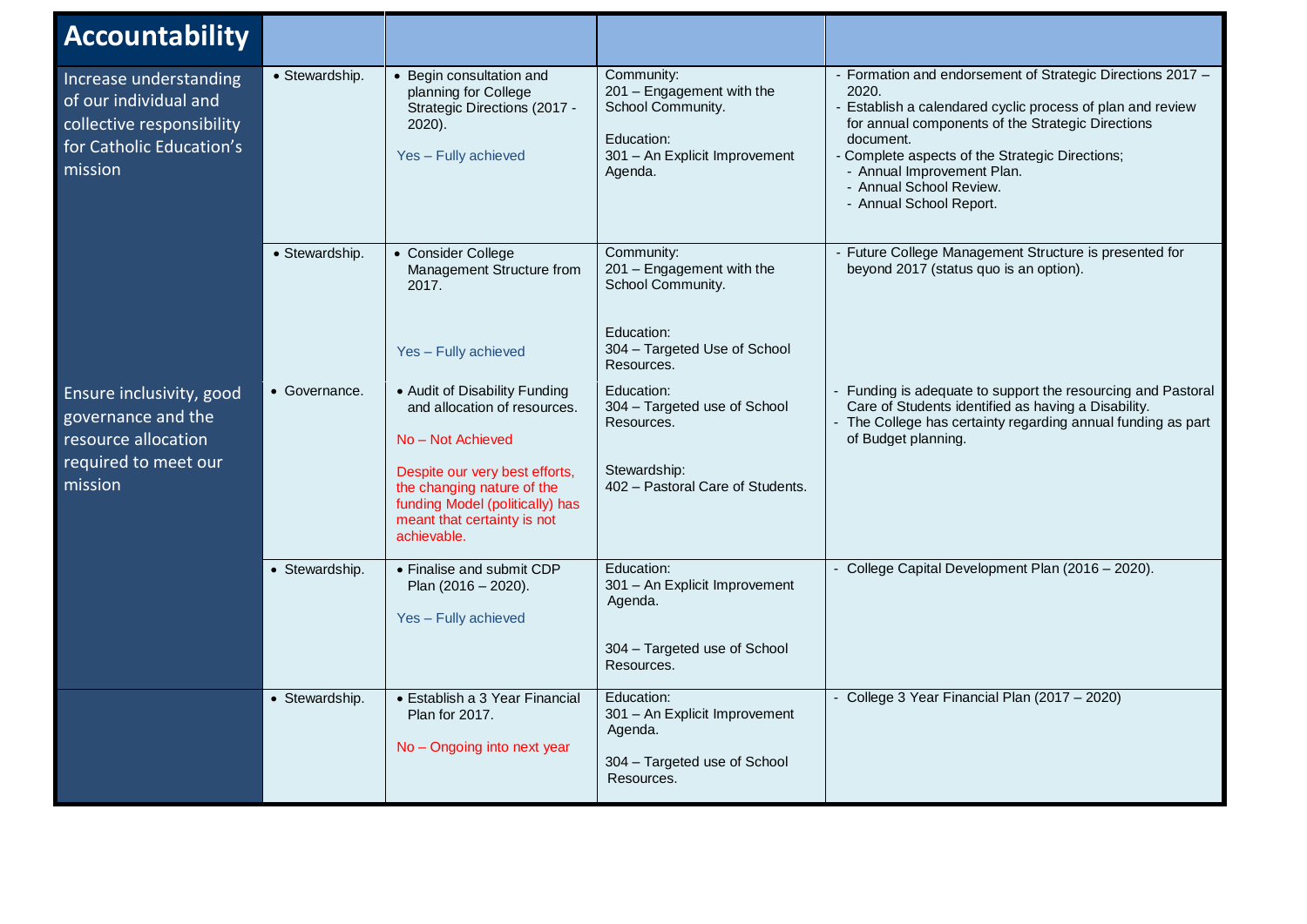| Accountability | | | | |
|---|---|---|---|---|
| Increase understanding of our individual and collective responsibility for Catholic Education's mission | • Stewardship. | • Begin consultation and planning for College Strategic Directions (2017 - 2020).<br><br>Yes – Fully achieved | Community:<br>201 – Engagement with the School Community.<br><br>Education:<br>301 – An Explicit Improvement Agenda. | - Formation and endorsement of Strategic Directions 2017 – 2020.<br>- Establish a calendared cyclic process of plan and review for annual components of the Strategic Directions document.<br>- Complete aspects of the Strategic Directions;<br>- Annual Improvement Plan.<br>- Annual School Review.<br>- Annual School Report. |
| | • Stewardship. | • Consider College Management Structure from 2017.<br><br>Yes – Fully achieved | Community:<br>201 – Engagement with the School Community.<br><br>Education:<br>304 – Targeted Use of School Resources. | - Future College Management Structure is presented for beyond 2017 (status quo is an option). |
| Ensure inclusivity, good governance and the resource allocation required to meet our mission | • Governance. | • Audit of Disability Funding and allocation of resources.<br><br>No – Not Achieved<br><br>Despite our very best efforts, the changing nature of the funding Model (politically) has meant that certainty is not achievable. | Education:<br>304 – Targeted use of School Resources.<br><br>Stewardship:<br>402 – Pastoral Care of Students. | - Funding is adequate to support the resourcing and Pastoral Care of Students identified as having a Disability.<br>- The College has certainty regarding annual funding as part of Budget planning. |
| | • Stewardship. | • Finalise and submit CDP Plan (2016 – 2020).<br><br>Yes – Fully achieved | Education:<br>301 – An Explicit Improvement Agenda.<br><br>304 – Targeted use of School Resources. | - College Capital Development Plan (2016 – 2020). |
| | • Stewardship. | • Establish a 3 Year Financial Plan for 2017.<br><br>No – Ongoing into next year | Education:<br>301 – An Explicit Improvement Agenda.<br><br>304 – Targeted use of School Resources. | - College 3 Year Financial Plan (2017 – 2020) |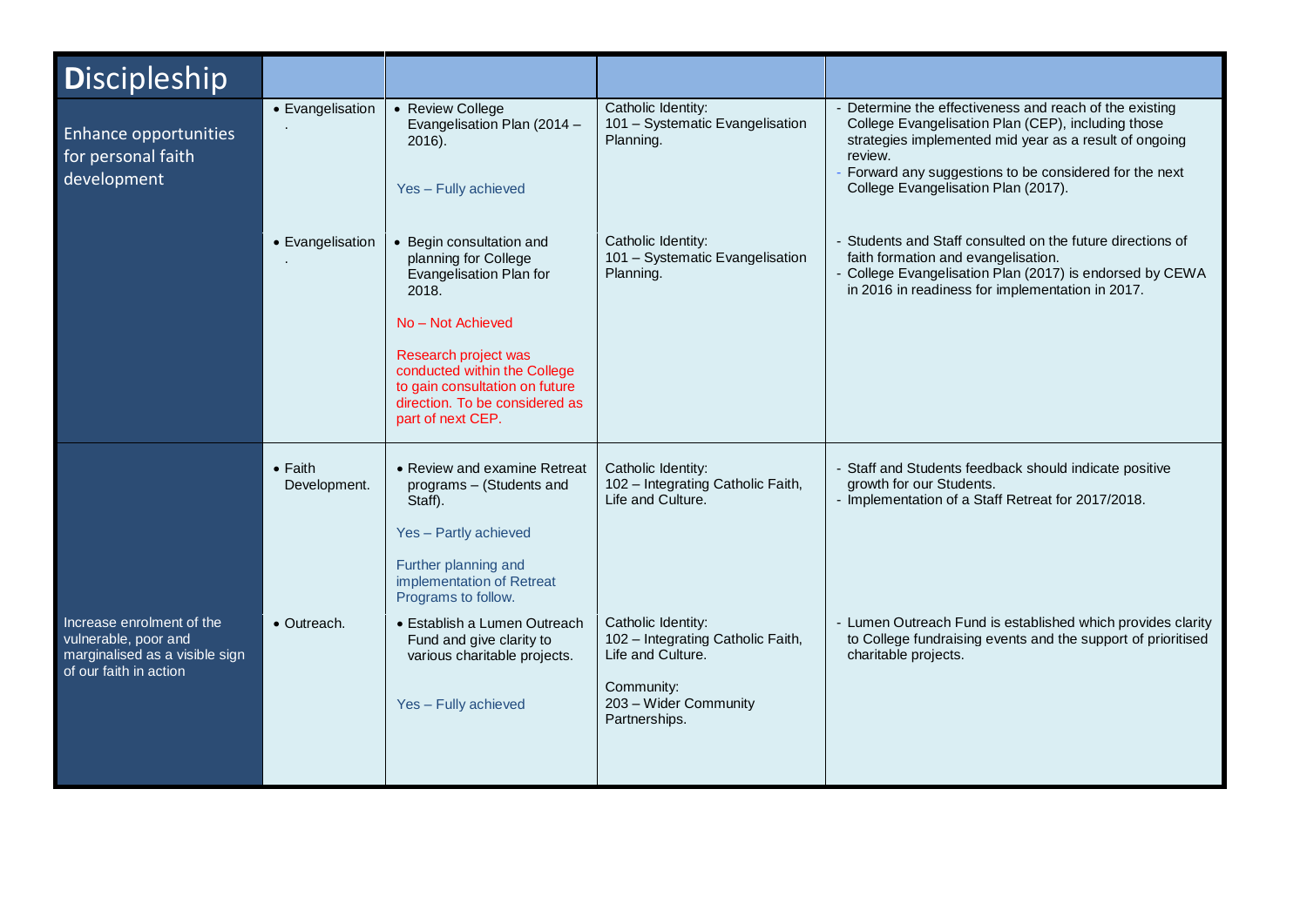| Discipleship | | | | |
|---|---|---|---|---|
| Enhance opportunities for personal faith development | • Evangelisation . | • Review College Evangelisation Plan (2014 – 2016).<br><br>Yes – Fully achieved | Catholic Identity:<br>101 – Systematic Evangelisation Planning. | - Determine the effectiveness and reach of the existing College Evangelisation Plan (CEP), including those strategies implemented mid year as a result of ongoing review.<br>- Forward any suggestions to be considered for the next College Evangelisation Plan (2017). |
| | • Evangelisation . | • Begin consultation and planning for College Evangelisation Plan for 2018.<br><br>No – Not Achieved<br><br>Research project was conducted within the College to gain consultation on future direction. To be considered as part of next CEP. | Catholic Identity:<br>101 – Systematic Evangelisation Planning. | - Students and Staff consulted on the future directions of faith formation and evangelisation.<br>- College Evangelisation Plan (2017) is endorsed by CEWA in 2016 in readiness for implementation in 2017. |
| | • Faith Development. | • Review and examine Retreat programs – (Students and Staff).<br><br>Yes – Partly achieved<br><br>Further planning and implementation of Retreat Programs to follow. | Catholic Identity:<br>102 – Integrating Catholic Faith, Life and Culture. | - Staff and Students feedback should indicate positive growth for our Students.<br>- Implementation of a Staff Retreat for 2017/2018. |
| Increase enrolment of the vulnerable, poor and marginalised as a visible sign of our faith in action | • Outreach. | • Establish a Lumen Outreach Fund and give clarity to various charitable projects.<br><br>Yes – Fully achieved | Catholic Identity:<br>102 – Integrating Catholic Faith, Life and Culture.<br><br>Community:<br>203 – Wider Community Partnerships. | - Lumen Outreach Fund is established which provides clarity to College fundraising events and the support of prioritised charitable projects. |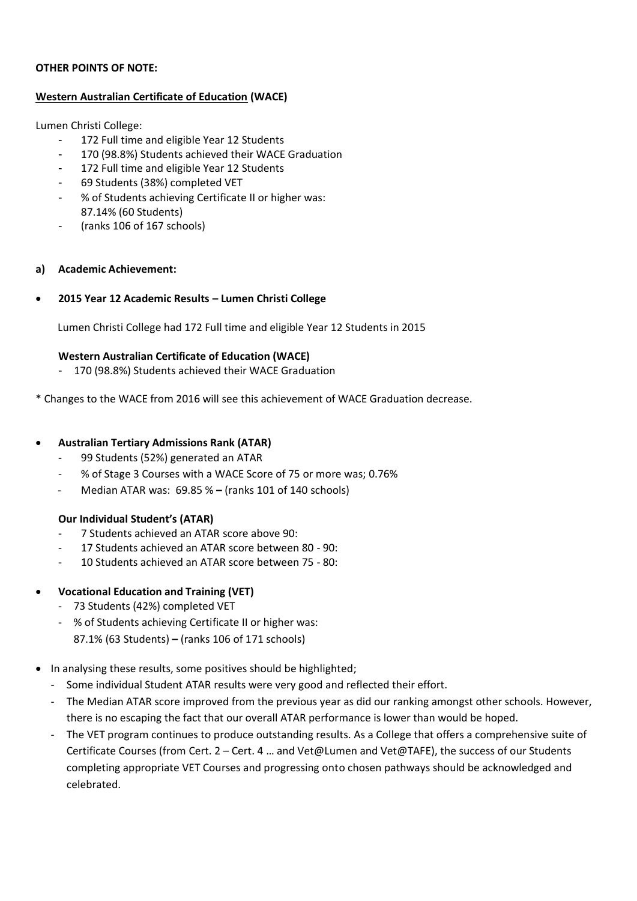**OTHER POINTS OF NOTE:**

**Western Australian Certificate of Education (WACE)**

Lumen Christi College:

- 172 Full time and eligible Year 12 Students
- 170 (98.8%) Students achieved their WACE Graduation
- 172 Full time and eligible Year 12 Students
- 69 Students (38%) completed VET
- % of Students achieving Certificate II or higher was: 87.14% (60 Students)
- (ranks 106 of 167 schools)

**a) Academic Achievement:**

- **2015 Year 12 Academic Results – Lumen Christi College**

  Lumen Christi College had 172 Full time and eligible Year 12 Students in 2015

  **Western Australian Certificate of Education (WACE)**

  - 170 (98.8%) Students achieved their WACE Graduation

\* Changes to the WACE from 2016 will see this achievement of WACE Graduation decrease.

- **Australian Tertiary Admissions Rank (ATAR)**
  - 99 Students (52%) generated an ATAR
  - % of Stage 3 Courses with a WACE Score of 75 or more was; 0.76%
  - Median ATAR was: 69.85 % **–** (ranks 101 of 140 schools)

  **Our Individual Student's (ATAR)**

  - 7 Students achieved an ATAR score above 90:
  - 17 Students achieved an ATAR score between 80 - 90:
  - 10 Students achieved an ATAR score between 75 - 80:

- **Vocational Education and Training (VET)**
  - 73 Students (42%) completed VET
  - % of Students achieving Certificate II or higher was: 87.1% (63 Students) **–** (ranks 106 of 171 schools)

- In analysing these results, some positives should be highlighted;
  - Some individual Student ATAR results were very good and reflected their effort.
  - The Median ATAR score improved from the previous year as did our ranking amongst other schools. However, there is no escaping the fact that our overall ATAR performance is lower than would be hoped.
  - The VET program continues to produce outstanding results. As a College that offers a comprehensive suite of Certificate Courses (from Cert. 2 – Cert. 4 … and Vet@Lumen and Vet@TAFE), the success of our Students completing appropriate VET Courses and progressing onto chosen pathways should be acknowledged and celebrated.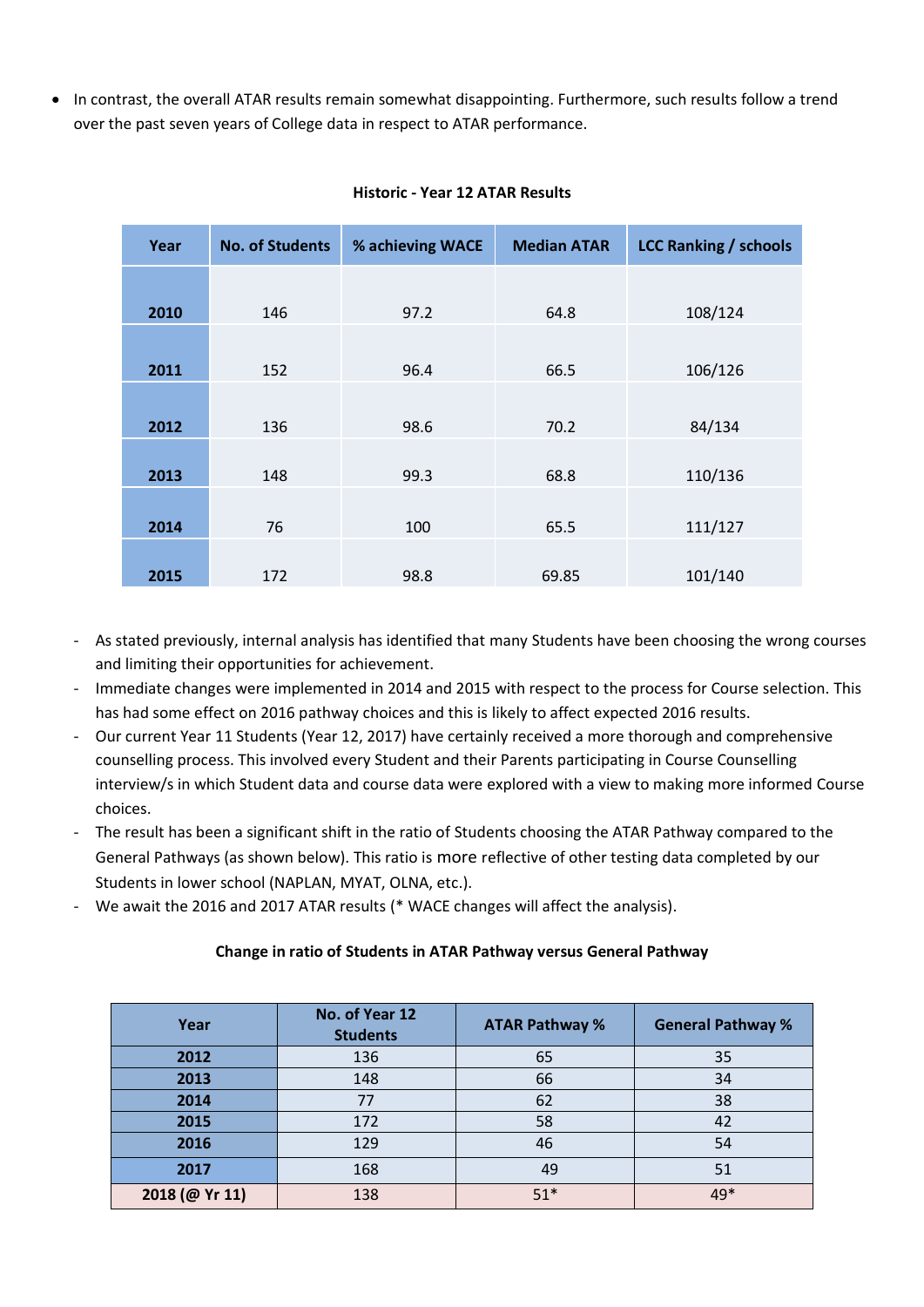- In contrast, the overall ATAR results remain somewhat disappointing. Furthermore, such results follow a trend over the past seven years of College data in respect to ATAR performance.

**Historic - Year 12 ATAR Results**

| Year | No. of Students | % achieving WACE | Median ATAR | LCC Ranking / schools |
|---|---|---|---|---|
| **2010** | 146 | 97.2 | 64.8 | 108/124 |
| **2011** | 152 | 96.4 | 66.5 | 106/126 |
| **2012** | 136 | 98.6 | 70.2 | 84/134 |
| **2013** | 148 | 99.3 | 68.8 | 110/136 |
| **2014** | 76 | 100 | 65.5 | 111/127 |
| **2015** | 172 | 98.8 | 69.85 | 101/140 |

- As stated previously, internal analysis has identified that many Students have been choosing the wrong courses and limiting their opportunities for achievement.
- Immediate changes were implemented in 2014 and 2015 with respect to the process for Course selection. This has had some effect on 2016 pathway choices and this is likely to affect expected 2016 results.
- Our current Year 11 Students (Year 12, 2017) have certainly received a more thorough and comprehensive counselling process. This involved every Student and their Parents participating in Course Counselling interview/s in which Student data and course data were explored with a view to making more informed Course choices.
- The result has been a significant shift in the ratio of Students choosing the ATAR Pathway compared to the General Pathways (as shown below). This ratio is more reflective of other testing data completed by our Students in lower school (NAPLAN, MYAT, OLNA, etc.).
- We await the 2016 and 2017 ATAR results (* WACE changes will affect the analysis).

**Change in ratio of Students in ATAR Pathway versus General Pathway**

| Year | No. of Year 12 Students | ATAR Pathway % | General Pathway % |
|---|---|---|---|
| **2012** | 136 | 65 | 35 |
| **2013** | 148 | 66 | 34 |
| **2014** | 77 | 62 | 38 |
| **2015** | 172 | 58 | 42 |
| **2016** | 129 | 46 | 54 |
| **2017** | 168 | 49 | 51 |
| **2018 (@ Yr 11)** | 138 | 51* | 49* |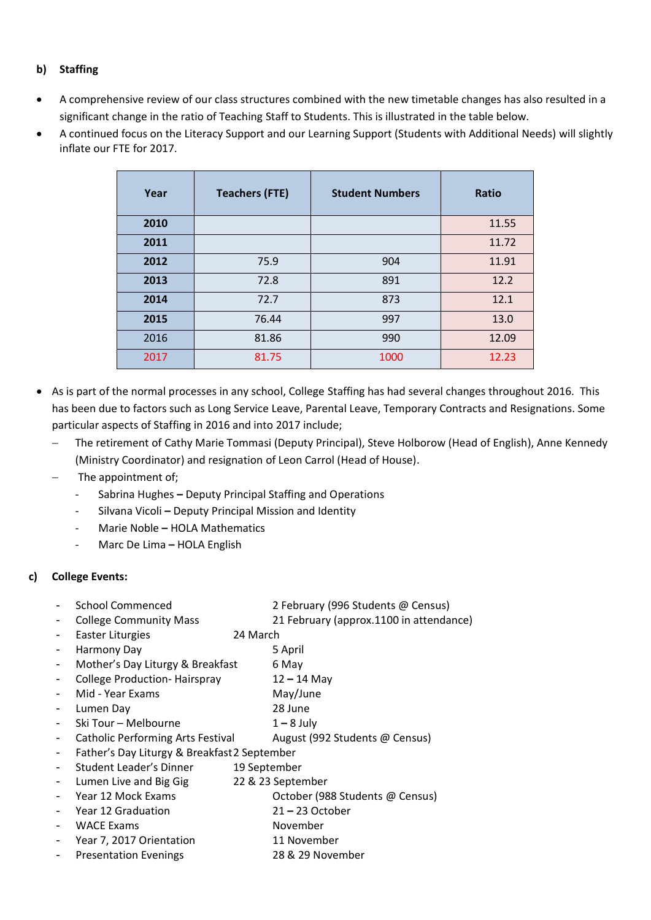**b) Staffing**

- A comprehensive review of our class structures combined with the new timetable changes has also resulted in a significant change in the ratio of Teaching Staff to Students. This is illustrated in the table below.
- A continued focus on the Literacy Support and our Learning Support (Students with Additional Needs) will slightly inflate our FTE for 2017.

| Year | Teachers (FTE) | Student Numbers | Ratio |
|---|---|---|---|
| **2010** | | | 11.55 |
| **2011** | | | 11.72 |
| **2012** | 75.9 | 904 | 11.91 |
| **2013** | 72.8 | 891 | 12.2 |
| **2014** | 72.7 | 873 | 12.1 |
| **2015** | 76.44 | 997 | 13.0 |
| 2016 | 81.86 | 990 | 12.09 |
| 2017 | 81.75 | 1000 | 12.23 |

- As is part of the normal processes in any school, College Staffing has had several changes throughout 2016. This has been due to factors such as Long Service Leave, Parental Leave, Temporary Contracts and Resignations. Some particular aspects of Staffing in 2016 and into 2017 include;
  - The retirement of Cathy Marie Tommasi (Deputy Principal), Steve Holborow (Head of English), Anne Kennedy (Ministry Coordinator) and resignation of Leon Carrol (Head of House).
  - The appointment of;
    - Sabrina Hughes **–** Deputy Principal Staffing and Operations
    - Silvana Vicoli **–** Deputy Principal Mission and Identity
    - Marie Noble **–** HOLA Mathematics
    - Marc De Lima **–** HOLA English

**c) College Events:**

- School Commenced — 2 February (996 Students @ Census)
- College Community Mass — 21 February (approx.1100 in attendance)
- Easter Liturgies — 24 March
- Harmony Day — 5 April
- Mother's Day Liturgy & Breakfast — 6 May
- College Production- Hairspray — 12 **–** 14 May
- Mid - Year Exams — May/June
- Lumen Day — 28 June
- Ski Tour – Melbourne — 1 **–** 8 July
- Catholic Performing Arts Festival — August (992 Students @ Census)
- Father's Day Liturgy & Breakfast — 2 September
- Student Leader's Dinner — 19 September
- Lumen Live and Big Gig — 22 & 23 September
- Year 12 Mock Exams — October (988 Students @ Census)
- Year 12 Graduation — 21 **–** 23 October
- WACE Exams — November
- Year 7, 2017 Orientation — 11 November
- Presentation Evenings — 28 & 29 November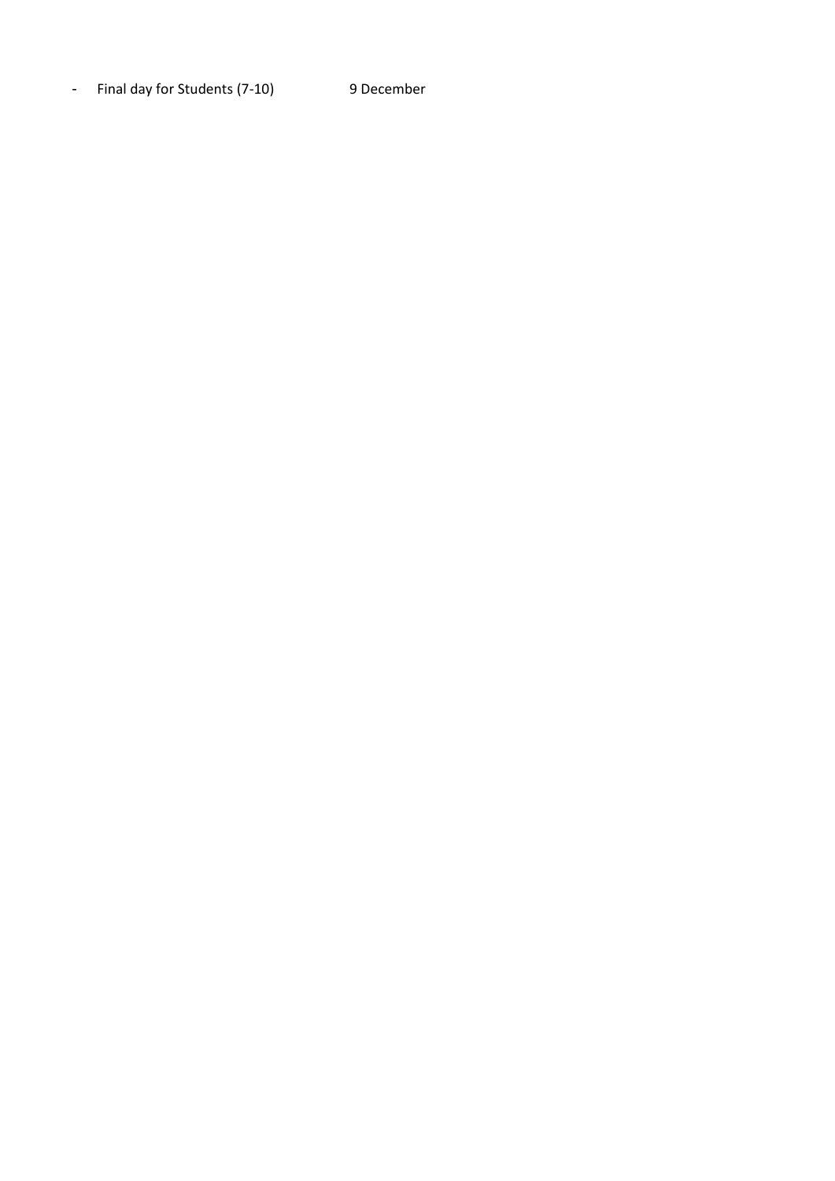- Final day for Students (7-10) 9 December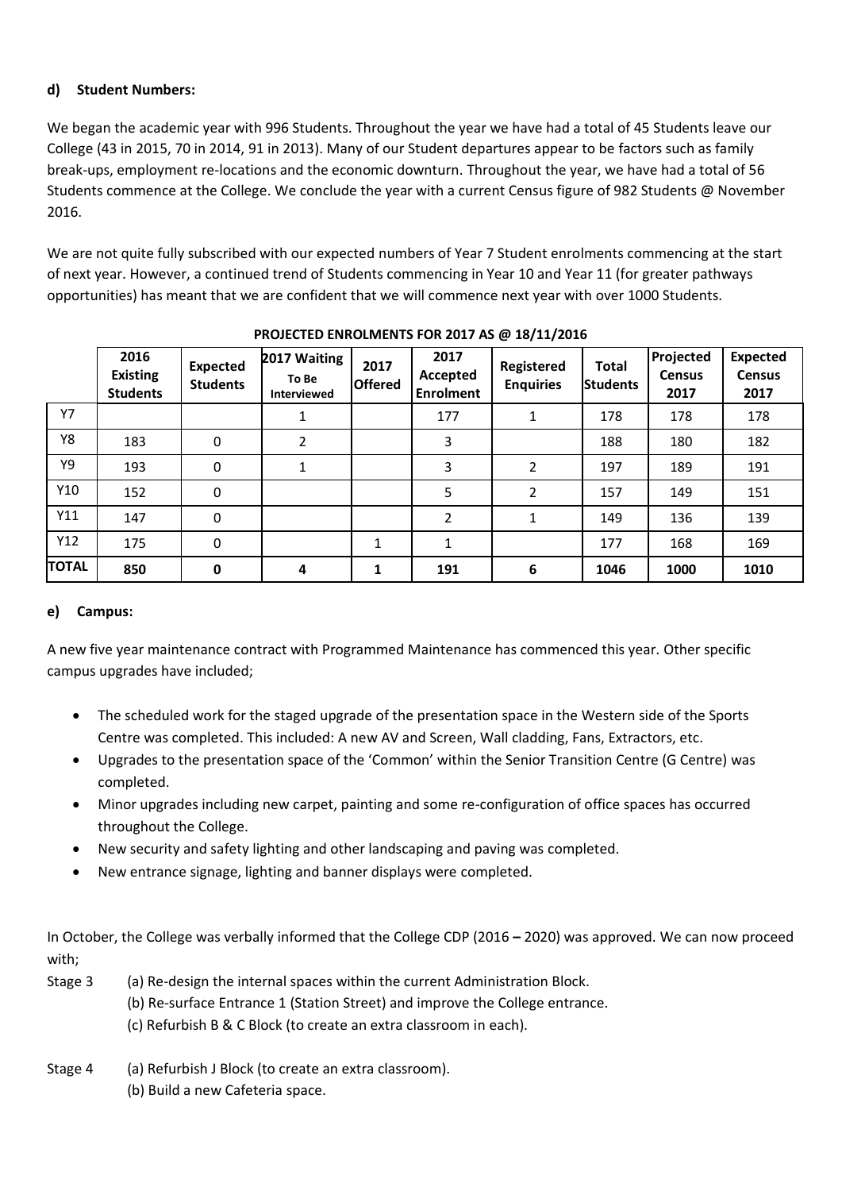#### d) Student Numbers:

We began the academic year with 996 Students. Throughout the year we have had a total of 45 Students leave our College (43 in 2015, 70 in 2014, 91 in 2013). Many of our Student departures appear to be factors such as family break-ups, employment re-locations and the economic downturn. Throughout the year, we have had a total of 56 Students commence at the College. We conclude the year with a current Census figure of 982 Students @ November 2016.

We are not quite fully subscribed with our expected numbers of Year 7 Student enrolments commencing at the start of next year. However, a continued trend of Students commencing in Year 10 and Year 11 (for greater pathways opportunities) has meant that we are confident that we will commence next year with over 1000 Students.

**PROJECTED ENROLMENTS FOR 2017 AS @ 18/11/2016**

| | 2016 Existing Students | Expected Students | 2017 Waiting To Be Interviewed | 2017 Offered | 2017 Accepted Enrolment | Registered Enquiries | Total Students | Projected Census 2017 | Expected Census 2017 |
|---|---|---|---|---|---|---|---|---|---|
| Y7 | | | 1 | | 177 | 1 | 178 | 178 | 178 |
| Y8 | 183 | 0 | 2 | | 3 | | 188 | 180 | 182 |
| Y9 | 193 | 0 | 1 | | 3 | 2 | 197 | 189 | 191 |
| Y10 | 152 | 0 | | | 5 | 2 | 157 | 149 | 151 |
| Y11 | 147 | 0 | | | 2 | 1 | 149 | 136 | 139 |
| Y12 | 175 | 0 | | 1 | 1 | | 177 | 168 | 169 |
| **TOTAL** | **850** | **0** | **4** | **1** | **191** | **6** | **1046** | **1000** | **1010** |

#### e) Campus:

A new five year maintenance contract with Programmed Maintenance has commenced this year. Other specific campus upgrades have included;

- The scheduled work for the staged upgrade of the presentation space in the Western side of the Sports Centre was completed. This included: A new AV and Screen, Wall cladding, Fans, Extractors, etc.
- Upgrades to the presentation space of the 'Common' within the Senior Transition Centre (G Centre) was completed.
- Minor upgrades including new carpet, painting and some re-configuration of office spaces has occurred throughout the College.
- New security and safety lighting and other landscaping and paving was completed.
- New entrance signage, lighting and banner displays were completed.

In October, the College was verbally informed that the College CDP (2016 – 2020) was approved. We can now proceed with;

Stage 3 (a) Re-design the internal spaces within the current Administration Block.
(b) Re-surface Entrance 1 (Station Street) and improve the College entrance.
(c) Refurbish B & C Block (to create an extra classroom in each).

Stage 4 (a) Refurbish J Block (to create an extra classroom).
(b) Build a new Cafeteria space.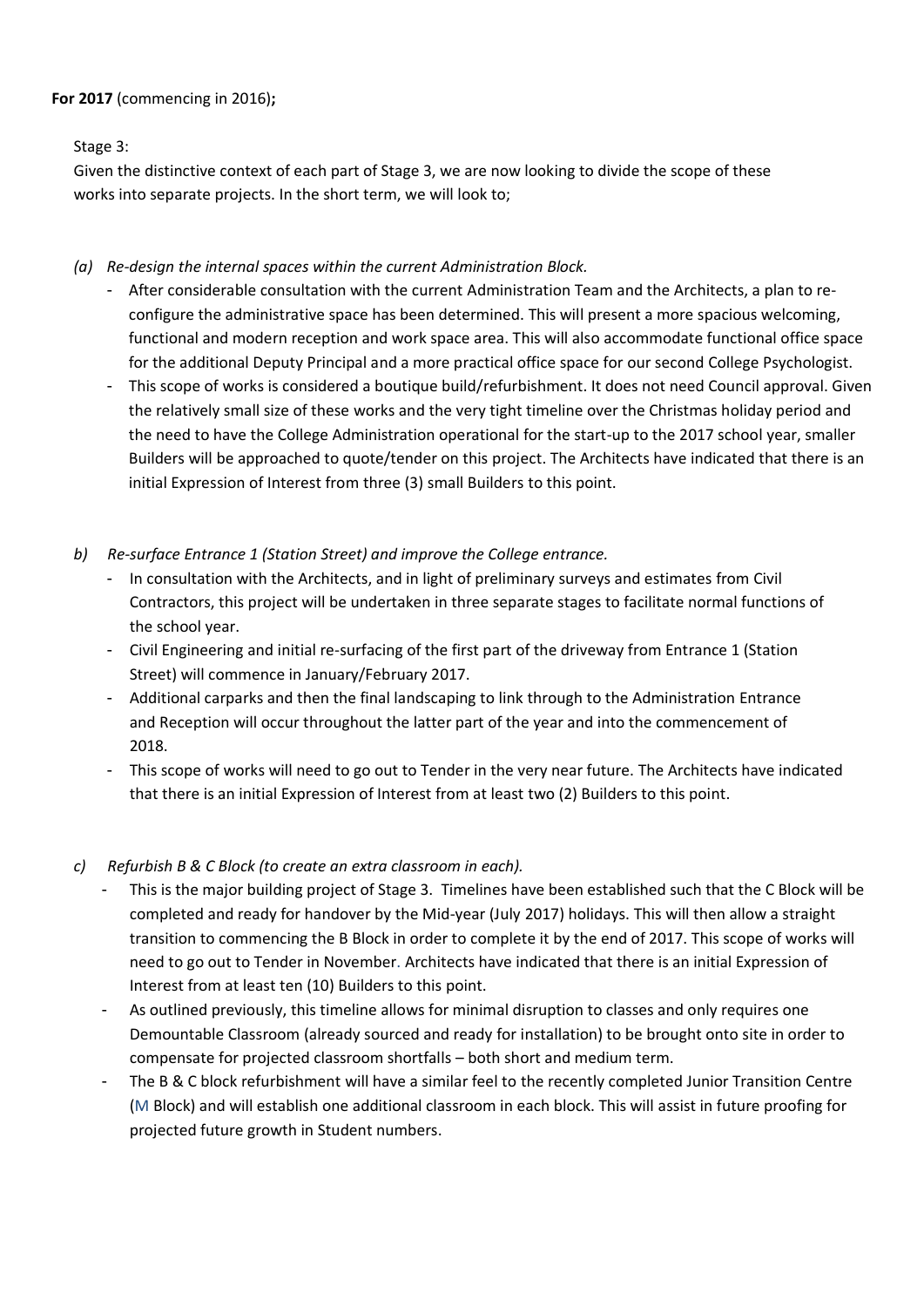**For 2017** (commencing in 2016)**;**

Stage 3:

Given the distinctive context of each part of Stage 3, we are now looking to divide the scope of these works into separate projects. In the short term, we will look to;

*(a) Re-design the internal spaces within the current Administration Block.*

- After considerable consultation with the current Administration Team and the Architects, a plan to re-configure the administrative space has been determined. This will present a more spacious welcoming, functional and modern reception and work space area. This will also accommodate functional office space for the additional Deputy Principal and a more practical office space for our second College Psychologist.
- This scope of works is considered a boutique build/refurbishment. It does not need Council approval. Given the relatively small size of these works and the very tight timeline over the Christmas holiday period and the need to have the College Administration operational for the start-up to the 2017 school year, smaller Builders will be approached to quote/tender on this project. The Architects have indicated that there is an initial Expression of Interest from three (3) small Builders to this point.

*b) Re-surface Entrance 1 (Station Street) and improve the College entrance.*

- In consultation with the Architects, and in light of preliminary surveys and estimates from Civil Contractors, this project will be undertaken in three separate stages to facilitate normal functions of the school year.
- Civil Engineering and initial re-surfacing of the first part of the driveway from Entrance 1 (Station Street) will commence in January/February 2017.
- Additional carparks and then the final landscaping to link through to the Administration Entrance and Reception will occur throughout the latter part of the year and into the commencement of 2018.
- This scope of works will need to go out to Tender in the very near future. The Architects have indicated that there is an initial Expression of Interest from at least two (2) Builders to this point.

*c) Refurbish B & C Block (to create an extra classroom in each).*

- This is the major building project of Stage 3. Timelines have been established such that the C Block will be completed and ready for handover by the Mid-year (July 2017) holidays. This will then allow a straight transition to commencing the B Block in order to complete it by the end of 2017. This scope of works will need to go out to Tender in November. Architects have indicated that there is an initial Expression of Interest from at least ten (10) Builders to this point.
- As outlined previously, this timeline allows for minimal disruption to classes and only requires one Demountable Classroom (already sourced and ready for installation) to be brought onto site in order to compensate for projected classroom shortfalls – both short and medium term.
- The B & C block refurbishment will have a similar feel to the recently completed Junior Transition Centre (M Block) and will establish one additional classroom in each block. This will assist in future proofing for projected future growth in Student numbers.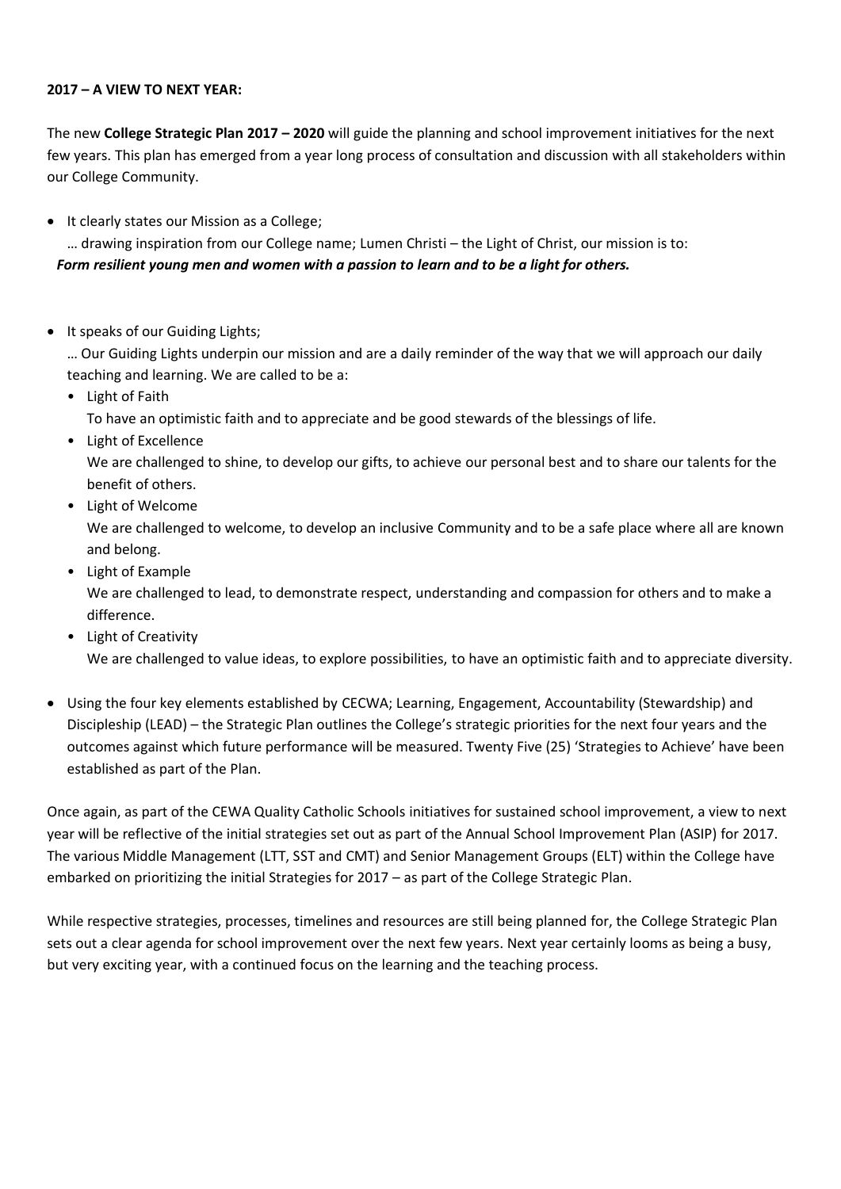**2017 – A VIEW TO NEXT YEAR:**

The new **College Strategic Plan 2017 – 2020** will guide the planning and school improvement initiatives for the next few years. This plan has emerged from a year long process of consultation and discussion with all stakeholders within our College Community.

- It clearly states our Mission as a College;

  … drawing inspiration from our College name; Lumen Christi – the Light of Christ, our mission is to:

  ***Form resilient young men and women with a passion to learn and to be a light for others.***

- It speaks of our Guiding Lights;

  … Our Guiding Lights underpin our mission and are a daily reminder of the way that we will approach our daily teaching and learning. We are called to be a:

  - Light of Faith

    To have an optimistic faith and to appreciate and be good stewards of the blessings of life.
  - Light of Excellence

    We are challenged to shine, to develop our gifts, to achieve our personal best and to share our talents for the benefit of others.
  - Light of Welcome

    We are challenged to welcome, to develop an inclusive Community and to be a safe place where all are known and belong.
  - Light of Example

    We are challenged to lead, to demonstrate respect, understanding and compassion for others and to make a difference.
  - Light of Creativity

    We are challenged to value ideas, to explore possibilities, to have an optimistic faith and to appreciate diversity.

- Using the four key elements established by CECWA; Learning, Engagement, Accountability (Stewardship) and Discipleship (LEAD) – the Strategic Plan outlines the College's strategic priorities for the next four years and the outcomes against which future performance will be measured. Twenty Five (25) 'Strategies to Achieve' have been established as part of the Plan.

Once again, as part of the CEWA Quality Catholic Schools initiatives for sustained school improvement, a view to next year will be reflective of the initial strategies set out as part of the Annual School Improvement Plan (ASIP) for 2017. The various Middle Management (LTT, SST and CMT) and Senior Management Groups (ELT) within the College have embarked on prioritizing the initial Strategies for 2017 – as part of the College Strategic Plan.

While respective strategies, processes, timelines and resources are still being planned for, the College Strategic Plan sets out a clear agenda for school improvement over the next few years. Next year certainly looms as being a busy, but very exciting year, with a continued focus on the learning and the teaching process.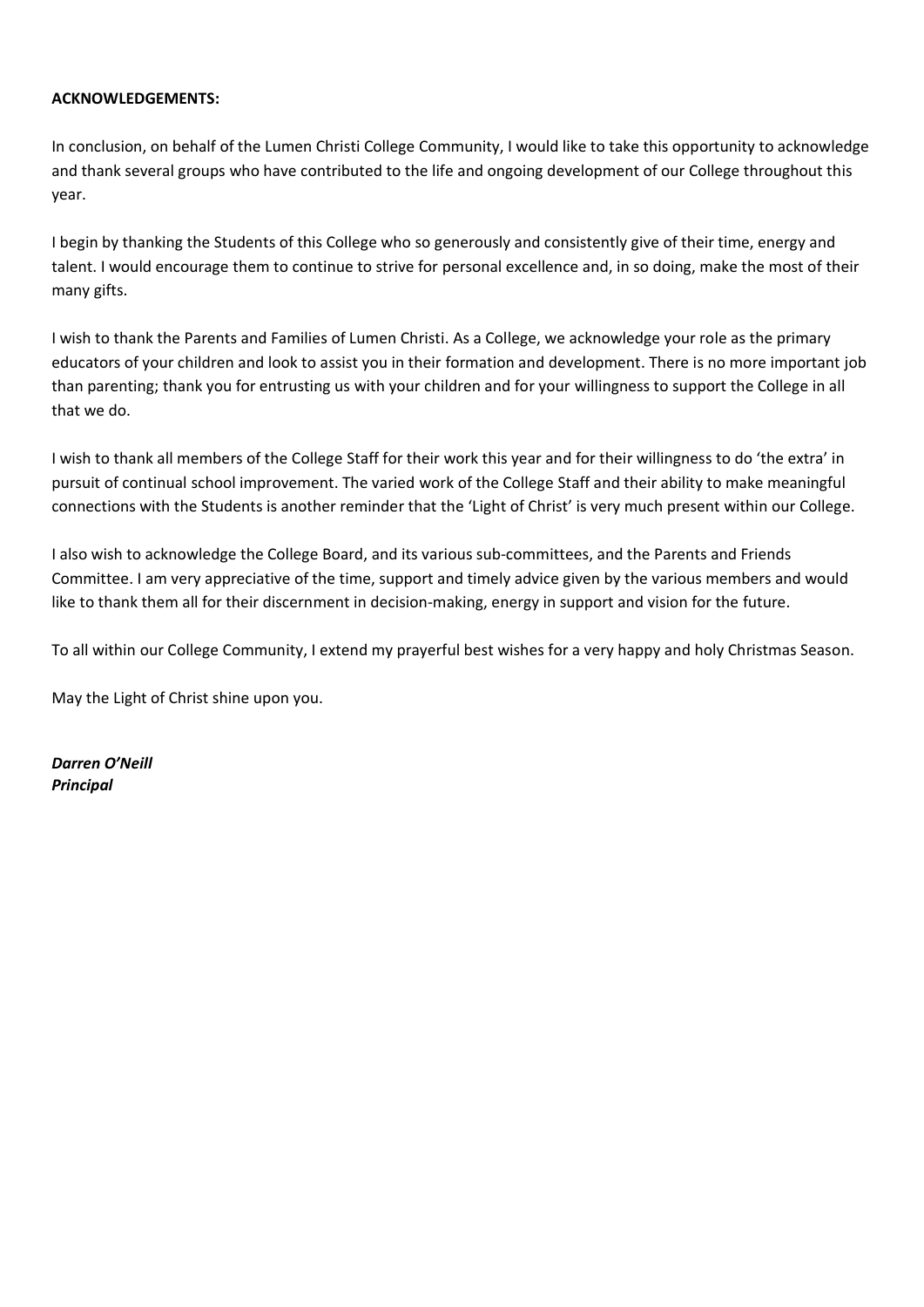**ACKNOWLEDGEMENTS:**

In conclusion, on behalf of the Lumen Christi College Community, I would like to take this opportunity to acknowledge and thank several groups who have contributed to the life and ongoing development of our College throughout this year.

I begin by thanking the Students of this College who so generously and consistently give of their time, energy and talent. I would encourage them to continue to strive for personal excellence and, in so doing, make the most of their many gifts.

I wish to thank the Parents and Families of Lumen Christi. As a College, we acknowledge your role as the primary educators of your children and look to assist you in their formation and development. There is no more important job than parenting; thank you for entrusting us with your children and for your willingness to support the College in all that we do.

I wish to thank all members of the College Staff for their work this year and for their willingness to do 'the extra' in pursuit of continual school improvement. The varied work of the College Staff and their ability to make meaningful connections with the Students is another reminder that the 'Light of Christ' is very much present within our College.

I also wish to acknowledge the College Board, and its various sub-committees, and the Parents and Friends Committee. I am very appreciative of the time, support and timely advice given by the various members and would like to thank them all for their discernment in decision-making, energy in support and vision for the future.

To all within our College Community, I extend my prayerful best wishes for a very happy and holy Christmas Season.

May the Light of Christ shine upon you.

***Darren O'Neill***
***Principal***